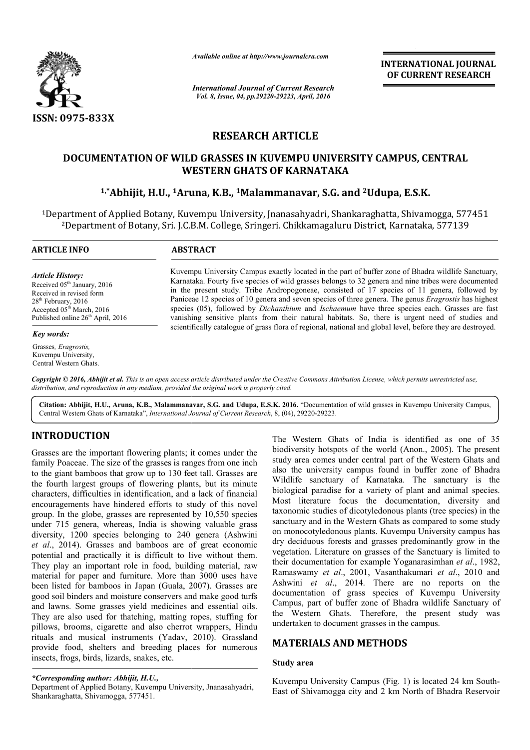ISSN: 0975-833X

*Available online at http://www.journalcra.com*

*International Journal of Current Research*
*Vol. 8, Issue, 04, pp.29220-29223, April, 2016*

**INTERNATIONAL JOURNAL OF CURRENT RESEARCH**

# RESEARCH ARTICLE

# DOCUMENTATION OF WILD GRASSES IN KUVEMPU UNIVERSITY CAMPUS, CENTRAL WESTERN GHATS OF KARNATAKA

**[1,*]Abhijit, H.U., [1]Aruna, K.B., [1]Malammanavar, S.G. and [2]Udupa, E.S.K.**

[1]Department of Applied Botany, Kuvempu University, Jnanasahyadri, Shankaraghatta, Shivamogga, 577451
[2]Department of Botany, Sri. J.C.B.M. College, Sringeri. Chikkamagaluru District, Karnataka, 577139

## ARTICLE INFO

*Article History:*
Received 05[th] January, 2016
Received in revised form
28[th] February, 2016
Accepted 05[th] March, 2016
Published online 26[th] April, 2016

*Key words:*

Grasses, *Eragrostis,*
Kuvempu University,
Central Western Ghats.

## ABSTRACT

Kuvempu University Campus exactly located in the part of buffer zone of Bhadra wildlife Sanctuary, Karnataka. Fourty five species of wild grasses belongs to 32 genera and nine tribes were documented in the present study. Tribe Andropogoneae, consisted of 17 species of 11 genera, followed by Paniceae 12 species of 10 genera and seven species of three genera. The genus *Eragrostis* has highest species (05), followed by *Dichanthium* and *Ischaemum* have three species each. Grasses are fast vanishing sensitive plants from their natural habitats. So, there is urgent need of studies and scientifically catalogue of grass flora of regional, national and global level, before they are destroyed.

*Copyright © 2016, Abhijit et al. This is an open access article distributed under the Creative Commons Attribution License, which permits unrestricted use, distribution, and reproduction in any medium, provided the original work is properly cited.*

**Citation: Abhijit, H.U., Aruna, K.B., Malammanavar, S.G. and Udupa, E.S.K. 2016.** "Documentation of wild grasses in Kuvempu University Campus, Central Western Ghats of Karnataka", *International Journal of Current Research*, 8, (04), 29220-29223.

## INTRODUCTION

Grasses are the important flowering plants; it comes under the family Poaceae. The size of the grasses is ranges from one inch to the giant bamboos that grow up to 130 feet tall. Grasses are the fourth largest groups of flowering plants, but its minute characters, difficulties in identification, and a lack of financial encouragements have hindered efforts to study of this novel group. In the globe, grasses are represented by 10,550 species under 715 genera, whereas, India is showing valuable grass diversity, 1200 species belonging to 240 genera (Ashwini *et al*., 2014). Grasses and bamboos are of great economic potential and practically it is difficult to live without them. They play an important role in food, building material, raw material for paper and furniture. More than 3000 uses have been listed for bamboos in Japan (Guala, 2007). Grasses are good soil binders and moisture conservers and make good turfs and lawns. Some grasses yield medicines and essential oils. They are also used for thatching, matting ropes, stuffing for pillows, brooms, cigarette and also cherrot wrappers, Hindu rituals and musical instruments (Yadav, 2010). Grassland provide food, shelters and breeding places for numerous insects, frogs, birds, lizards, snakes, etc.

The Western Ghats of India is identified as one of 35 biodiversity hotspots of the world (Anon., 2005). The present study area comes under central part of the Western Ghats and also the university campus found in buffer zone of Bhadra Wildlife sanctuary of Karnataka. The sanctuary is the biological paradise for a variety of plant and animal species. Most literature focus the documentation, diversity and taxonomic studies of dicotyledonous plants (tree species) in the sanctuary and in the Western Ghats as compared to some study on monocotyledonous plants. Kuvempu University campus has dry deciduous forests and grasses predominantly grow in the vegetation. Literature on grasses of the Sanctuary is limited to their documentation for example Yoganarasimhan *et al*., 1982, Ramaswamy *et al*., 2001, Vasanthakumari *et al*., 2010 and Ashwini *et al*., 2014. There are no reports on the documentation of grass species of Kuvempu University Campus, part of buffer zone of Bhadra wildlife Sanctuary of the Western Ghats. Therefore, the present study was undertaken to document grasses in the campus.

## MATERIALS AND METHODS

### Study area

Kuvempu University Campus (Fig. 1) is located 24 km South-East of Shivamogga city and 2 km North of Bhadra Reservoir

---

**\*Corresponding author: Abhijit, H.U.,**
Department of Applied Botany, Kuvempu University, Jnanasahyadri, Shankaraghatta, Shivamogga, 577451.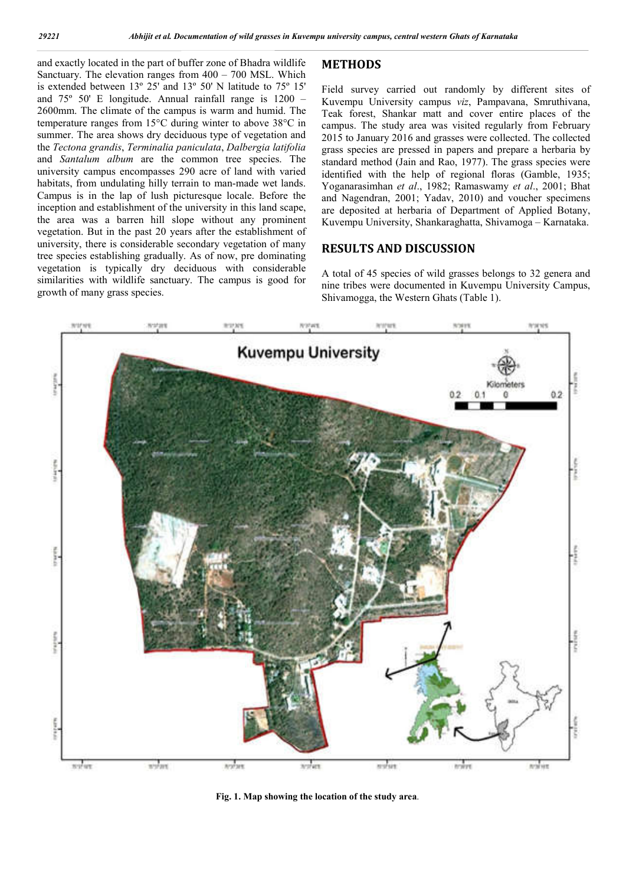and exactly located in the part of buffer zone of Bhadra wildlife Sanctuary. The elevation ranges from 400 – 700 MSL. Which is extended between 13º 25' and 13º 50' N latitude to 75º 15' and 75º 50' E longitude. Annual rainfall range is 1200 – 2600mm. The climate of the campus is warm and humid. The temperature ranges from 15°C during winter to above 38°C in summer. The area shows dry deciduous type of vegetation and the *Tectona grandis*, *Terminalia paniculata*, *Dalbergia latifolia* and *Santalum album* are the common tree species. The university campus encompasses 290 acre of land with varied habitats, from undulating hilly terrain to man-made wet lands. Campus is in the lap of lush picturesque locale. Before the inception and establishment of the university in this land scape, the area was a barren hill slope without any prominent vegetation. But in the past 20 years after the establishment of university, there is considerable secondary vegetation of many tree species establishing gradually. As of now, pre dominating vegetation is typically dry deciduous with considerable similarities with wildlife sanctuary. The campus is good for growth of many grass species.

## METHODS

Field survey carried out randomly by different sites of Kuvempu University campus *viz*, Pampavana, Smruthivana, Teak forest, Shankar matt and cover entire places of the campus. The study area was visited regularly from February 2015 to January 2016 and grasses were collected. The collected grass species are pressed in papers and prepare a herbaria by standard method (Jain and Rao, 1977). The grass species were identified with the help of regional floras (Gamble, 1935; Yoganarasimhan *et al*., 1982; Ramaswamy *et al*., 2001; Bhat and Nagendran, 2001; Yadav, 2010) and voucher specimens are deposited at herbaria of Department of Applied Botany, Kuvempu University, Shankaraghatta, Shivamoga – Karnataka.

## RESULTS AND DISCUSSION

A total of 45 species of wild grasses belongs to 32 genera and nine tribes were documented in Kuvempu University Campus, Shivamogga, the Western Ghats (Table 1).

**Fig. 1. Map showing the location of the study area**.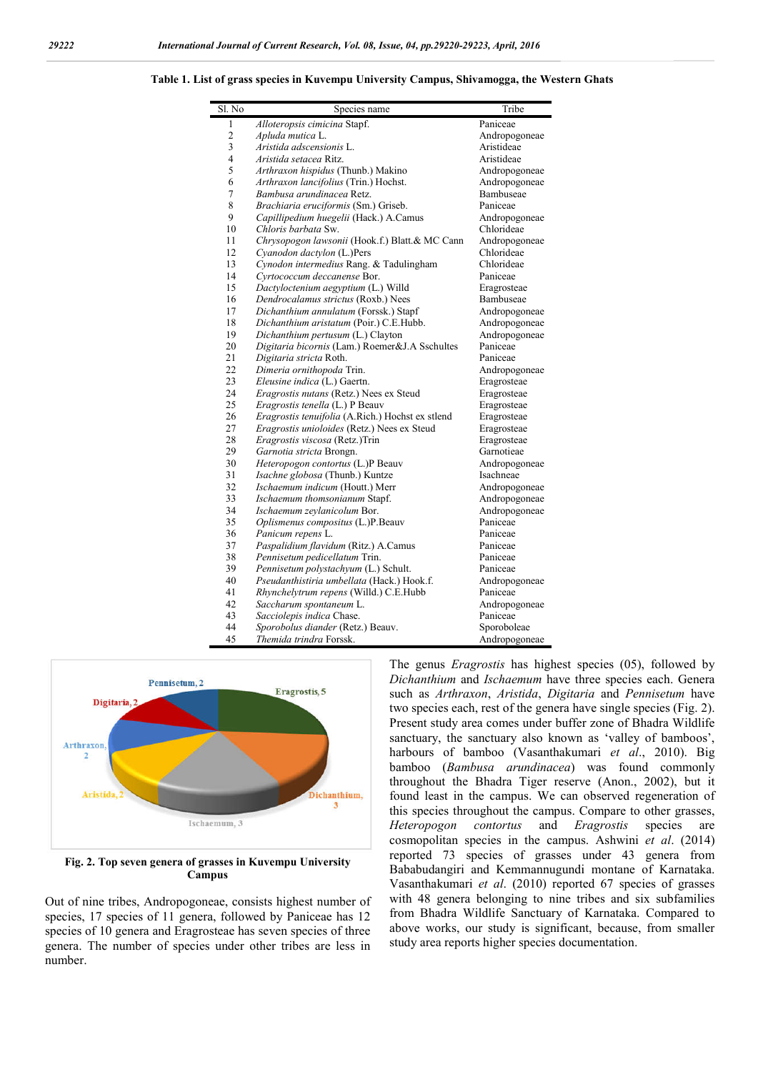**Table 1. List of grass species in Kuvempu University Campus, Shivamogga, the Western Ghats**

| Sl. No | Species name | Tribe |
|---|---|---|
| 1 | *Alloteropsis cimicina* Stapf. | Paniceae |
| 2 | *Apluda mutica* L. | Andropogoneae |
| 3 | *Aristida adscensionis* L. | Aristideae |
| 4 | *Aristida setacea* Ritz. | Aristideae |
| 5 | *Arthraxon hispidus* (Thunb.) Makino | Andropogoneae |
| 6 | *Arthraxon lancifolius* (Trin.) Hochst. | Andropogoneae |
| 7 | *Bambusa arundinacea* Retz. | Bambuseae |
| 8 | *Brachiaria eruciformis* (Sm.) Griseb. | Paniceae |
| 9 | *Capillipedium huegelii* (Hack.) A.Camus | Andropogoneae |
| 10 | *Chloris barbata* Sw. | Chlorideae |
| 11 | *Chrysopogon lawsonii* (Hook.f.) Blatt.& MC Cann | Andropogoneae |
| 12 | *Cyanodon dactylon* (L.)Pers | Chlorideae |
| 13 | *Cynodon intermedius* Rang. & Tadulingham | Chlorideae |
| 14 | *Cyrtococcum deccanense* Bor. | Paniceae |
| 15 | *Dactyloctenium aegyptium* (L.) Willd | Eragrosteae |
| 16 | *Dendrocalamus strictus* (Roxb.) Nees | Bambuseae |
| 17 | *Dichanthium annulatum* (Forssk.) Stapf | Andropogoneae |
| 18 | *Dichanthium aristatum* (Poir.) C.E.Hubb. | Andropogoneae |
| 19 | *Dichanthium pertusum* (L.) Clayton | Andropogoneae |
| 20 | *Digitaria bicornis* (Lam.) Roemer&J.A Sschultes | Paniceae |
| 21 | *Digitaria stricta* Roth. | Paniceae |
| 22 | *Dimeria ornithopoda* Trin. | Andropogoneae |
| 23 | *Eleusine indica* (L.) Gaertn. | Eragrosteae |
| 24 | *Eragrostis nutans* (Retz.) Nees ex Steud | Eragrosteae |
| 25 | *Eragrostis tenella* (L.) P Beauv | Eragrosteae |
| 26 | *Eragrostis tenuifolia* (A.Rich.) Hochst ex stlend | Eragrosteae |
| 27 | *Eragrostis unioloides* (Retz.) Nees ex Steud | Eragrosteae |
| 28 | *Eragrostis viscosa* (Retz.)Trin | Eragrosteae |
| 29 | *Garnotia stricta* Brongn. | Garnotieae |
| 30 | *Heteropogon contortus* (L.)P Beauv | Andropogoneae |
| 31 | *Isachne globosa* (Thunb.) Kuntze | Isachneae |
| 32 | *Ischaemum indicum* (Houtt.) Merr | Andropogoneae |
| 33 | *Ischaemum thomsonianum* Stapf. | Andropogoneae |
| 34 | *Ischaemum zeylanicolum* Bor. | Andropogoneae |
| 35 | *Oplismenus compositus* (L.)P.Beauv | Paniceae |
| 36 | *Panicum repens* L. | Paniceae |
| 37 | *Paspalidium flavidum* (Ritz.) A.Camus | Paniceae |
| 38 | *Pennisetum pedicellatum* Trin. | Paniceae |
| 39 | *Pennisetum polystachyum* (L.) Schult. | Paniceae |
| 40 | *Pseudanthistiria umbellata* (Hack.) Hook.f. | Andropogoneae |
| 41 | *Rhynchelytrum repens* (Willd.) C.E.Hubb | Paniceae |
| 42 | *Saccharum spontaneum* L. | Andropogoneae |
| 43 | *Sacciolepis indica* Chase. | Paniceae |
| 44 | *Sporobolus diander* (Retz.) Beauv. | Sporoboleae |
| 45 | *Themida trindra* Forssk. | Andropogoneae |

Pennisetum, 2; Eragrostis, 5; Digitaria, 2; Arthraxon, 2; Aristida, 2; Dichanthium, 3; Ischaemum, 3

**Fig. 2. Top seven genera of grasses in Kuvempu University Campus**

Out of nine tribes, Andropogoneae, consists highest number of species, 17 species of 11 genera, followed by Paniceae has 12 species of 10 genera and Eragrosteae has seven species of three genera. The number of species under other tribes are less in number.

The genus *Eragrostis* has highest species (05), followed by *Dichanthium* and *Ischaemum* have three species each. Genera such as *Arthraxon*, *Aristida*, *Digitaria* and *Pennisetum* have two species each, rest of the genera have single species (Fig. 2). Present study area comes under buffer zone of Bhadra Wildlife sanctuary, the sanctuary also known as 'valley of bamboos', harbours of bamboo (Vasanthakumari *et al*., 2010). Big bamboo (*Bambusa arundinacea*) was found commonly throughout the Bhadra Tiger reserve (Anon., 2002), but it found least in the campus. We can observed regeneration of this species throughout the campus. Compare to other grasses, *Heteropogon contortus* and *Eragrostis* species are cosmopolitan species in the campus. Ashwini *et al*. (2014) reported 73 species of grasses under 43 genera from Bababudangiri and Kemmannugundi montane of Karnataka. Vasanthakumari *et al*. (2010) reported 67 species of grasses with 48 genera belonging to nine tribes and six subfamilies from Bhadra Wildlife Sanctuary of Karnataka. Compared to above works, our study is significant, because, from smaller study area reports higher species documentation.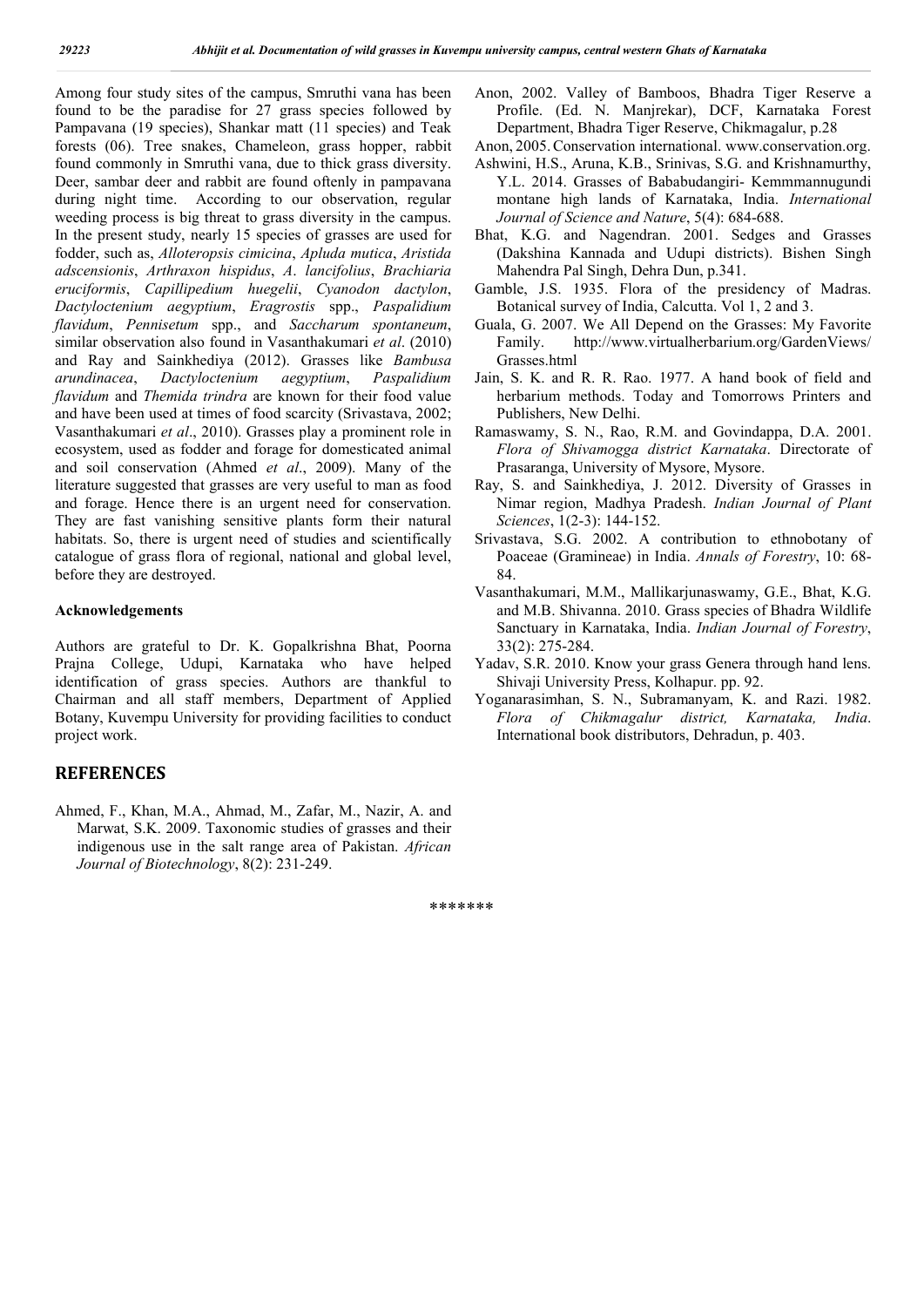Among four study sites of the campus, Smruthi vana has been found to be the paradise for 27 grass species followed by Pampavana (19 species), Shankar matt (11 species) and Teak forests (06). Tree snakes, Chameleon, grass hopper, rabbit found commonly in Smruthi vana, due to thick grass diversity. Deer, sambar deer and rabbit are found oftenly in pampavana during night time. According to our observation, regular weeding process is big threat to grass diversity in the campus. In the present study, nearly 15 species of grasses are used for fodder, such as, *Alloteropsis cimicina*, *Apluda mutica*, *Aristida adscensionis*, *Arthraxon hispidus*, *A. lancifolius*, *Brachiaria eruciformis*, *Capillipedium huegelii*, *Cyanodon dactylon*, *Dactyloctenium aegyptium*, *Eragrostis* spp., *Paspalidium flavidum*, *Pennisetum* spp., and *Saccharum spontaneum*, similar observation also found in Vasanthakumari *et al*. (2010) and Ray and Sainkhediya (2012). Grasses like *Bambusa arundinacea*, *Dactyloctenium aegyptium*, *Paspalidium flavidum* and *Themida trindra* are known for their food value and have been used at times of food scarcity (Srivastava, 2002; Vasanthakumari *et al*., 2010). Grasses play a prominent role in ecosystem, used as fodder and forage for domesticated animal and soil conservation (Ahmed *et al*., 2009). Many of the literature suggested that grasses are very useful to man as food and forage. Hence there is an urgent need for conservation. They are fast vanishing sensitive plants form their natural habitats. So, there is urgent need of studies and scientifically catalogue of grass flora of regional, national and global level, before they are destroyed.

**Acknowledgements**

Authors are grateful to Dr. K. Gopalkrishna Bhat, Poorna Prajna College, Udupi, Karnataka who have helped identification of grass species. Authors are thankful to Chairman and all staff members, Department of Applied Botany, Kuvempu University for providing facilities to conduct project work.

## REFERENCES

Ahmed, F., Khan, M.A., Ahmad, M., Zafar, M., Nazir, A. and Marwat, S.K. 2009. Taxonomic studies of grasses and their indigenous use in the salt range area of Pakistan. *African Journal of Biotechnology*, 8(2): 231-249.

Anon, 2002. Valley of Bamboos, Bhadra Tiger Reserve a Profile. (Ed. N. Manjrekar), DCF, Karnataka Forest Department, Bhadra Tiger Reserve, Chikmagalur, p.28

Anon, 2005. Conservation international. www.conservation.org.

Ashwini, H.S., Aruna, K.B., Srinivas, S.G. and Krishnamurthy, Y.L. 2014. Grasses of Bababudangiri- Kemmmannugundi montane high lands of Karnataka, India. *International Journal of Science and Nature*, 5(4): 684-688.

Bhat, K.G. and Nagendran. 2001. Sedges and Grasses (Dakshina Kannada and Udupi districts). Bishen Singh Mahendra Pal Singh, Dehra Dun, p.341.

Gamble, J.S. 1935. Flora of the presidency of Madras. Botanical survey of India, Calcutta. Vol 1, 2 and 3.

Guala, G. 2007. We All Depend on the Grasses: My Favorite Family. http://www.virtualherbarium.org/GardenViews/Grasses.html

Jain, S. K. and R. R. Rao. 1977. A hand book of field and herbarium methods. Today and Tomorrows Printers and Publishers, New Delhi.

Ramaswamy, S. N., Rao, R.M. and Govindappa, D.A. 2001. *Flora of Shivamogga district Karnataka*. Directorate of Prasaranga, University of Mysore, Mysore.

Ray, S. and Sainkhediya, J. 2012. Diversity of Grasses in Nimar region, Madhya Pradesh. *Indian Journal of Plant Sciences*, 1(2-3): 144-152.

Srivastava, S.G. 2002. A contribution to ethnobotany of Poaceae (Gramineae) in India. *Annals of Forestry*, 10: 68-84.

Vasanthakumari, M.M., Mallikarjunaswamy, G.E., Bhat, K.G. and M.B. Shivanna. 2010. Grass species of Bhadra Wildlife Sanctuary in Karnataka, India. *Indian Journal of Forestry*, 33(2): 275-284.

Yadav, S.R. 2010. Know your grass Genera through hand lens. Shivaji University Press, Kolhapur. pp. 92.

Yoganarasimhan, S. N., Subramanyam, K. and Razi. 1982. *Flora of Chikmagalur district, Karnataka, India*. International book distributors, Dehradun, p. 403.

\*\*\*\*\*\*\*